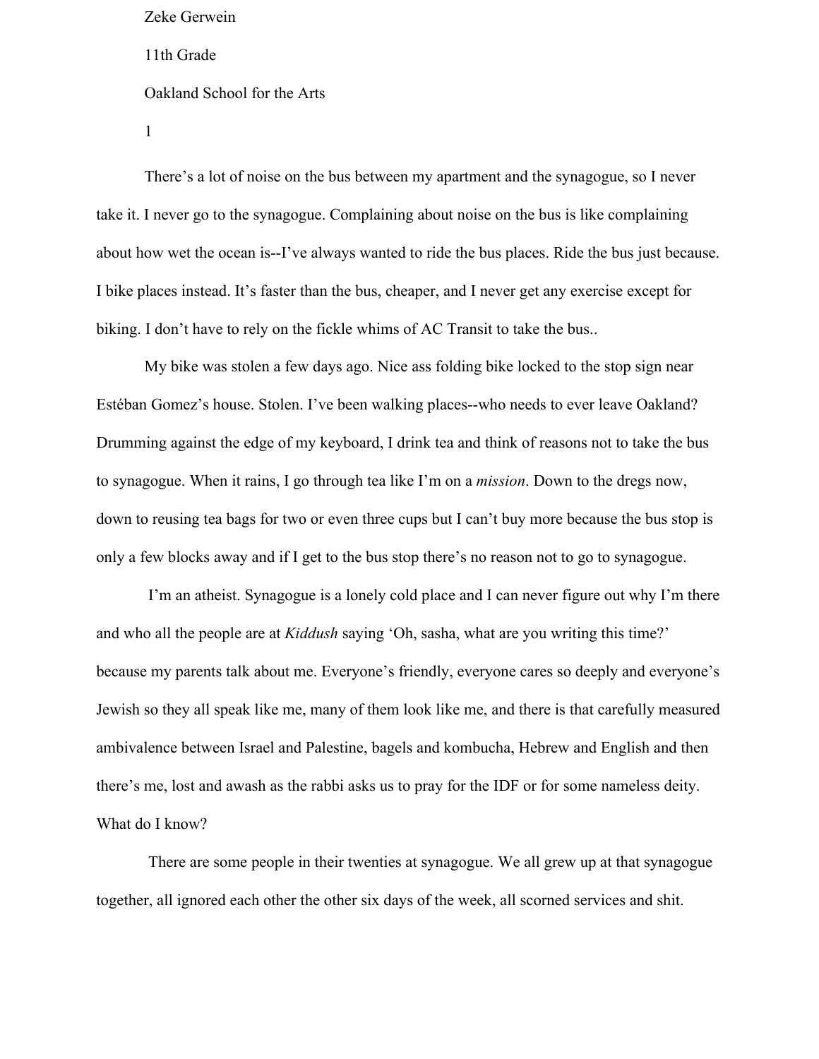Zeke Gerwein

11th Grade

Oakland School for the Arts

1

There's a lot of noise on the bus between my apartment and the synagogue, so I never take it. I never go to the synagogue. Complaining about noise on the bus is like complaining about how wet the ocean is--I've always wanted to ride the bus places. Ride the bus just because. I bike places instead. It's faster than the bus, cheaper, and I never get any exercise except for biking. I don't have to rely on the fickle whims of AC Transit to take the bus..

My bike was stolen a few days ago. Nice ass folding bike locked to the stop sign near Estéban Gomez's house. Stolen. I've been walking places--who needs to ever leave Oakland? Drumming against the edge of my keyboard, I drink tea and think of reasons not to take the bus to synagogue. When it rains, I go through tea like I'm on a *mission*. Down to the dregs now, down to reusing tea bags for two or even three cups but I can't buy more because the bus stop is only a few blocks away and if I get to the bus stop there's no reason not to go to synagogue.

I'm an atheist. Synagogue is a lonely cold place and I can never figure out why I'm there and who all the people are at *Kiddush* saying 'Oh, sasha, what are you writing this time?' because my parents talk about me. Everyone's friendly, everyone cares so deeply and everyone's Jewish so they all speak like me, many of them look like me, and there is that carefully measured ambivalence between Israel and Palestine, bagels and kombucha, Hebrew and English and then there's me, lost and awash as the rabbi asks us to pray for the IDF or for some nameless deity. What do I know?

There are some people in their twenties at synagogue. We all grew up at that synagogue together, all ignored each other the other six days of the week, all scorned services and shit.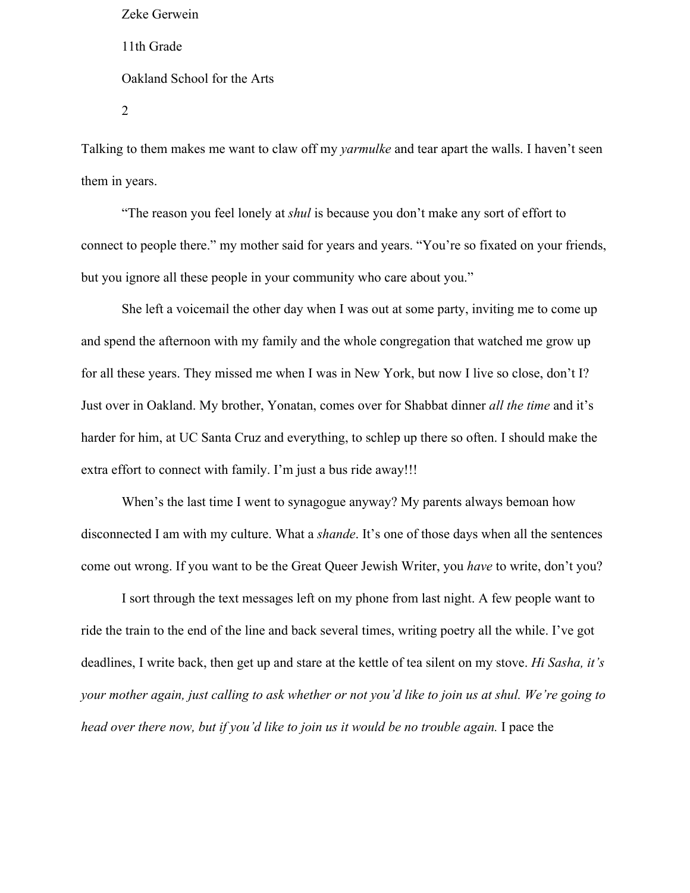Talking to them makes me want to claw off my *yarmulke* and tear apart the walls. I haven't seen them in years.

"The reason you feel lonely at *shul* is because you don't make any sort of effort to connect to people there." my mother said for years and years. "You're so fixated on your friends, but you ignore all these people in your community who care about you."

She left a voicemail the other day when I was out at some party, inviting me to come up and spend the afternoon with my family and the whole congregation that watched me grow up for all these years. They missed me when I was in New York, but now I live so close, don't I? Just over in Oakland. My brother, Yonatan, comes over for Shabbat dinner *all the time* and it's harder for him, at UC Santa Cruz and everything, to schlep up there so often. I should make the extra effort to connect with family. I'm just a bus ride away!!!

When's the last time I went to synagogue anyway? My parents always bemoan how disconnected I am with my culture. What a *shande*. It's one of those days when all the sentences come out wrong. If you want to be the Great Queer Jewish Writer, you *have* to write, don't you?

I sort through the text messages left on my phone from last night. A few people want to ride the train to the end of the line and back several times, writing poetry all the while. I've got deadlines, I write back, then get up and stare at the kettle of tea silent on my stove. *Hi Sasha, it's your mother again, just calling to ask whether or not you'd like to join us at shul. We're going to head over there now, but if you'd like to join us it would be no trouble again.* I pace the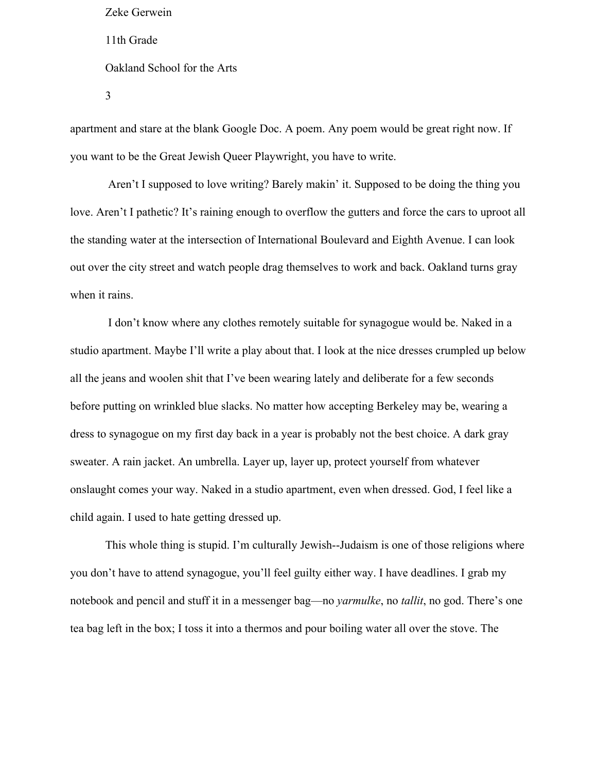apartment and stare at the blank Google Doc. A poem. Any poem would be great right now. If you want to be the Great Jewish Queer Playwright, you have to write.

Aren't I supposed to love writing? Barely makin' it. Supposed to be doing the thing you love. Aren't I pathetic? It's raining enough to overflow the gutters and force the cars to uproot all the standing water at the intersection of International Boulevard and Eighth Avenue. I can look out over the city street and watch people drag themselves to work and back. Oakland turns gray when it rains.

I don't know where any clothes remotely suitable for synagogue would be. Naked in a studio apartment. Maybe I'll write a play about that. I look at the nice dresses crumpled up below all the jeans and woolen shit that I've been wearing lately and deliberate for a few seconds before putting on wrinkled blue slacks. No matter how accepting Berkeley may be, wearing a dress to synagogue on my first day back in a year is probably not the best choice. A dark gray sweater. A rain jacket. An umbrella. Layer up, layer up, protect yourself from whatever onslaught comes your way. Naked in a studio apartment, even when dressed. God, I feel like a child again. I used to hate getting dressed up.

This whole thing is stupid. I'm culturally Jewish--Judaism is one of those religions where you don't have to attend synagogue, you'll feel guilty either way. I have deadlines. I grab my notebook and pencil and stuff it in a messenger bag—no *yarmulke*, no *tallit*, no god. There's one tea bag left in the box; I toss it into a thermos and pour boiling water all over the stove. The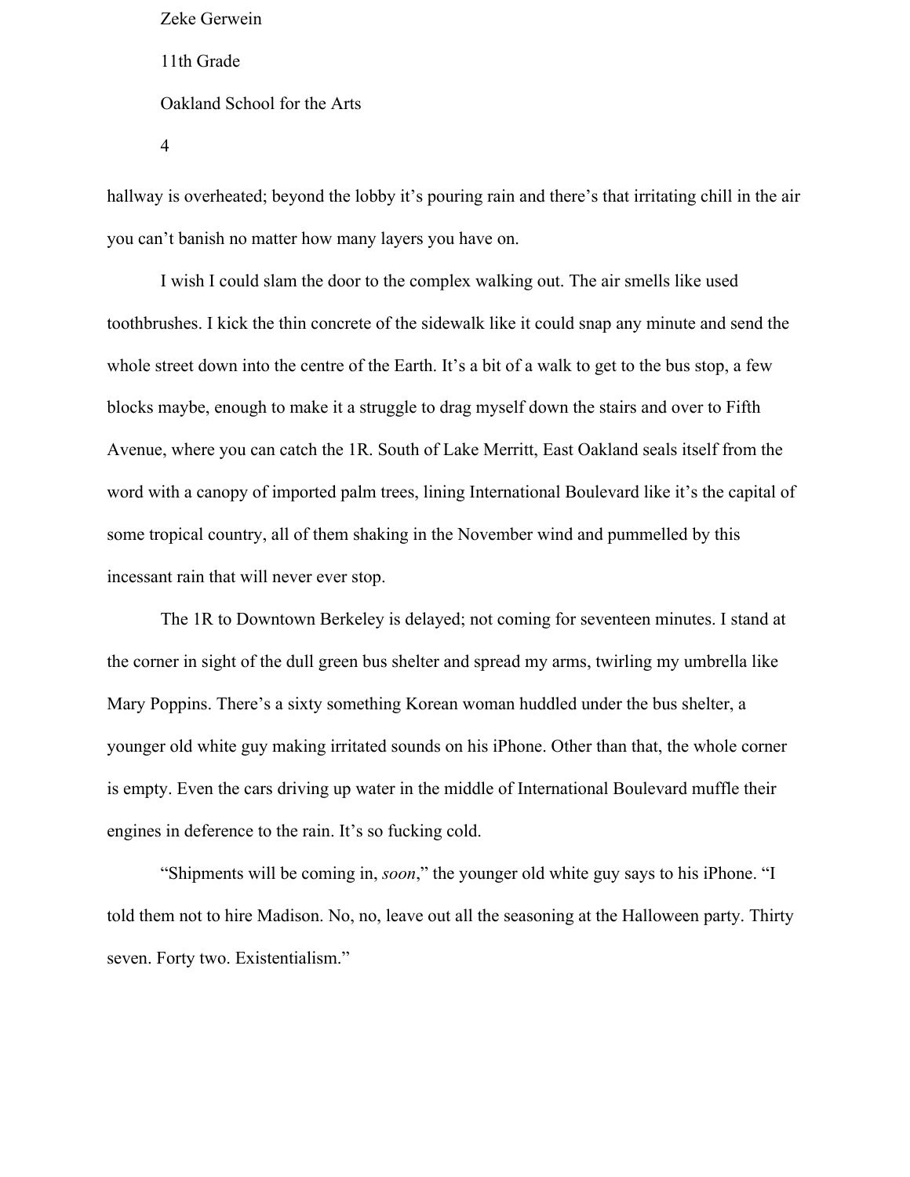hallway is overheated; beyond the lobby it's pouring rain and there's that irritating chill in the air you can't banish no matter how many layers you have on.

I wish I could slam the door to the complex walking out. The air smells like used toothbrushes. I kick the thin concrete of the sidewalk like it could snap any minute and send the whole street down into the centre of the Earth. It's a bit of a walk to get to the bus stop, a few blocks maybe, enough to make it a struggle to drag myself down the stairs and over to Fifth Avenue, where you can catch the 1R. South of Lake Merritt, East Oakland seals itself from the word with a canopy of imported palm trees, lining International Boulevard like it's the capital of some tropical country, all of them shaking in the November wind and pummelled by this incessant rain that will never ever stop.

The 1R to Downtown Berkeley is delayed; not coming for seventeen minutes. I stand at the corner in sight of the dull green bus shelter and spread my arms, twirling my umbrella like Mary Poppins. There's a sixty something Korean woman huddled under the bus shelter, a younger old white guy making irritated sounds on his iPhone. Other than that, the whole corner is empty. Even the cars driving up water in the middle of International Boulevard muffle their engines in deference to the rain. It's so fucking cold.

"Shipments will be coming in, *soon*," the younger old white guy says to his iPhone. "I told them not to hire Madison. No, no, leave out all the seasoning at the Halloween party. Thirty seven. Forty two. Existentialism."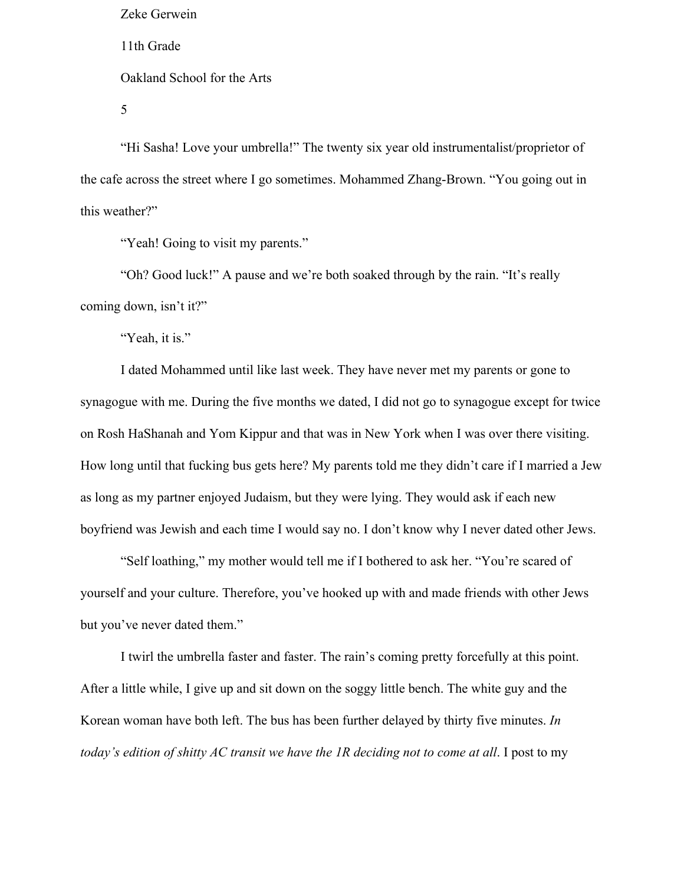“Hi Sasha! Love your umbrella!” The twenty six year old instrumentalist/proprietor of the cafe across the street where I go sometimes. Mohammed Zhang-Brown. “You going out in this weather?”

“Yeah! Going to visit my parents.”

“Oh? Good luck!” A pause and we’re both soaked through by the rain. “It’s really coming down, isn’t it?”

“Yeah, it is.”

I dated Mohammed until like last week. They have never met my parents or gone to synagogue with me. During the five months we dated, I did not go to synagogue except for twice on Rosh HaShanah and Yom Kippur and that was in New York when I was over there visiting. How long until that fucking bus gets here? My parents told me they didn’t care if I married a Jew as long as my partner enjoyed Judaism, but they were lying. They would ask if each new boyfriend was Jewish and each time I would say no. I don’t know why I never dated other Jews.

“Self loathing,” my mother would tell me if I bothered to ask her. “You’re scared of yourself and your culture. Therefore, you’ve hooked up with and made friends with other Jews but you’ve never dated them.”

I twirl the umbrella faster and faster. The rain’s coming pretty forcefully at this point. After a little while, I give up and sit down on the soggy little bench. The white guy and the Korean woman have both left. The bus has been further delayed by thirty five minutes. *In today’s edition of shitty AC transit we have the 1R deciding not to come at all*. I post to my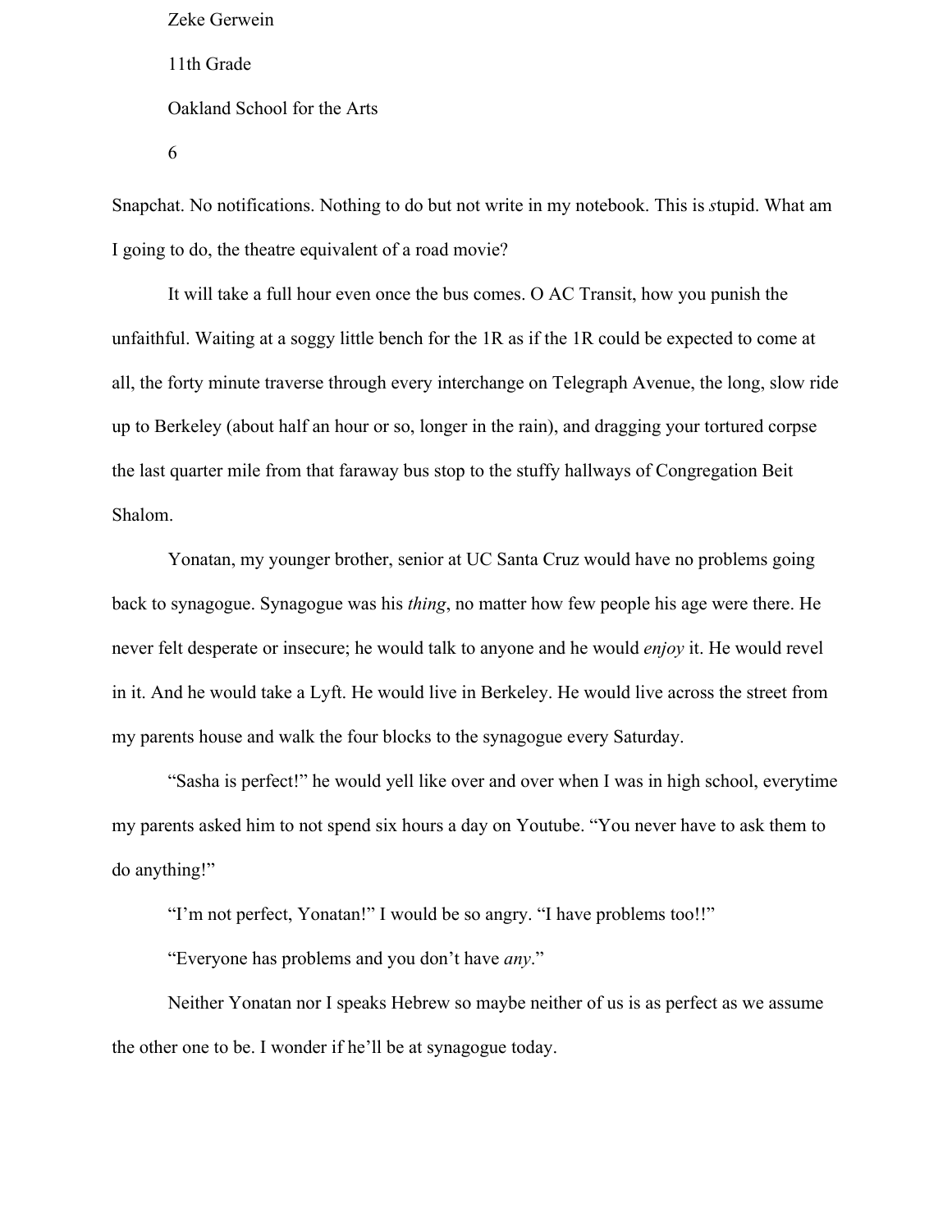Snapchat. No notifications. Nothing to do but not write in my notebook. This is *s*tupid. What am I going to do, the theatre equivalent of a road movie?

It will take a full hour even once the bus comes. O AC Transit, how you punish the unfaithful. Waiting at a soggy little bench for the 1R as if the 1R could be expected to come at all, the forty minute traverse through every interchange on Telegraph Avenue, the long, slow ride up to Berkeley (about half an hour or so, longer in the rain), and dragging your tortured corpse the last quarter mile from that faraway bus stop to the stuffy hallways of Congregation Beit Shalom.

Yonatan, my younger brother, senior at UC Santa Cruz would have no problems going back to synagogue. Synagogue was his *thing*, no matter how few people his age were there. He never felt desperate or insecure; he would talk to anyone and he would *enjoy* it. He would revel in it. And he would take a Lyft. He would live in Berkeley. He would live across the street from my parents house and walk the four blocks to the synagogue every Saturday.

"Sasha is perfect!" he would yell like over and over when I was in high school, everytime my parents asked him to not spend six hours a day on Youtube. "You never have to ask them to do anything!"

"I'm not perfect, Yonatan!" I would be so angry. "I have problems too!!"

"Everyone has problems and you don't have *any*."

Neither Yonatan nor I speaks Hebrew so maybe neither of us is as perfect as we assume the other one to be. I wonder if he'll be at synagogue today.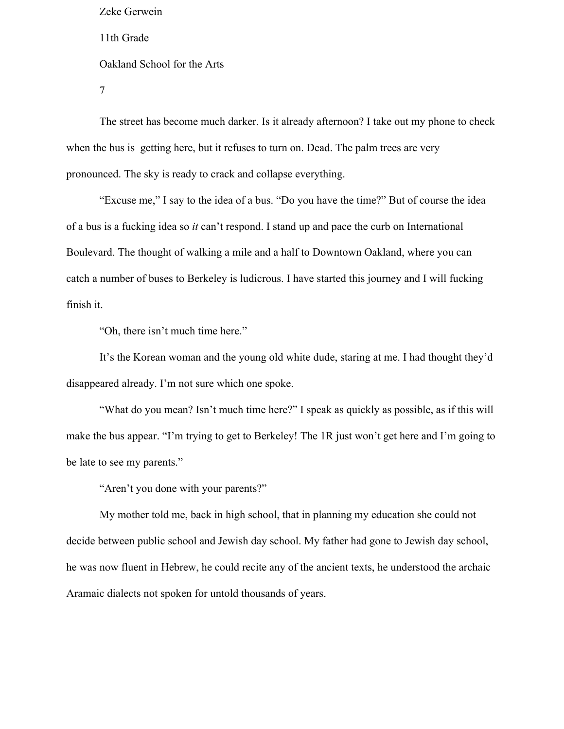The street has become much darker. Is it already afternoon? I take out my phone to check when the bus is getting here, but it refuses to turn on. Dead. The palm trees are very pronounced. The sky is ready to crack and collapse everything.

"Excuse me," I say to the idea of a bus. "Do you have the time?" But of course the idea of a bus is a fucking idea so *it* can't respond. I stand up and pace the curb on International Boulevard. The thought of walking a mile and a half to Downtown Oakland, where you can catch a number of buses to Berkeley is ludicrous. I have started this journey and I will fucking finish it.

"Oh, there isn't much time here."

It's the Korean woman and the young old white dude, staring at me. I had thought they'd disappeared already. I'm not sure which one spoke.

"What do you mean? Isn't much time here?" I speak as quickly as possible, as if this will make the bus appear. "I'm trying to get to Berkeley! The 1R just won't get here and I'm going to be late to see my parents."

"Aren't you done with your parents?"

My mother told me, back in high school, that in planning my education she could not decide between public school and Jewish day school. My father had gone to Jewish day school, he was now fluent in Hebrew, he could recite any of the ancient texts, he understood the archaic Aramaic dialects not spoken for untold thousands of years.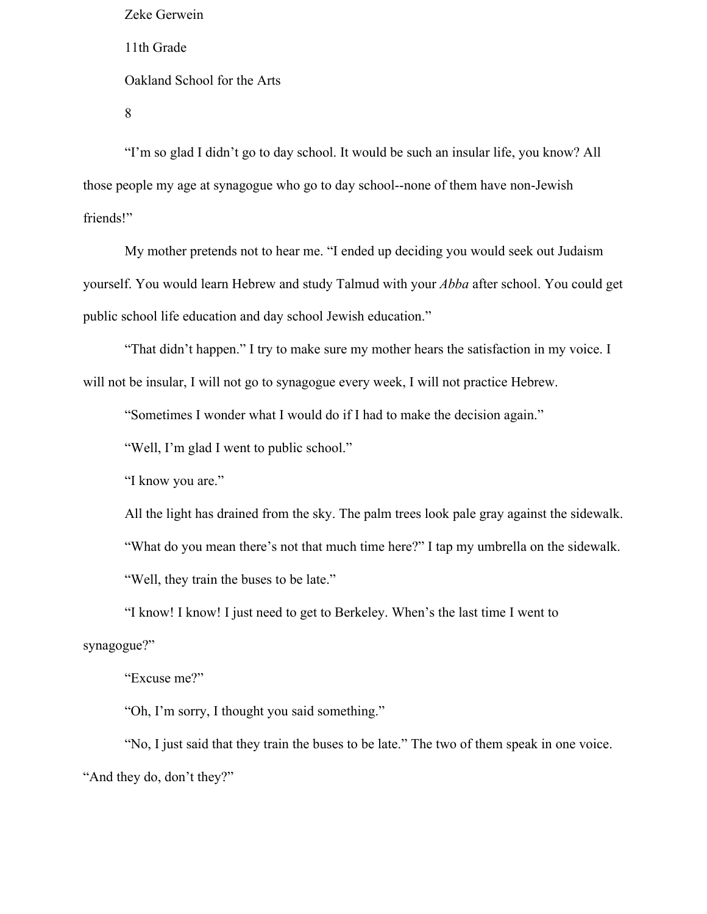Zeke Gerwein

11th Grade

Oakland School for the Arts

"I'm so glad I didn't go to day school. It would be such an insular life, you know? All those people my age at synagogue who go to day school--none of them have non-Jewish friends!"

My mother pretends not to hear me. "I ended up deciding you would seek out Judaism yourself. You would learn Hebrew and study Talmud with your *Abba* after school. You could get public school life education and day school Jewish education."

"That didn't happen." I try to make sure my mother hears the satisfaction in my voice. I will not be insular, I will not go to synagogue every week, I will not practice Hebrew.

"Sometimes I wonder what I would do if I had to make the decision again."

"Well, I'm glad I went to public school."

"I know you are."

All the light has drained from the sky. The palm trees look pale gray against the sidewalk.

"What do you mean there's not that much time here?" I tap my umbrella on the sidewalk.

"Well, they train the buses to be late."

"I know! I know! I just need to get to Berkeley. When's the last time I went to synagogue?"

"Excuse me?"

"Oh, I'm sorry, I thought you said something."

"No, I just said that they train the buses to be late." The two of them speak in one voice. "And they do, don't they?"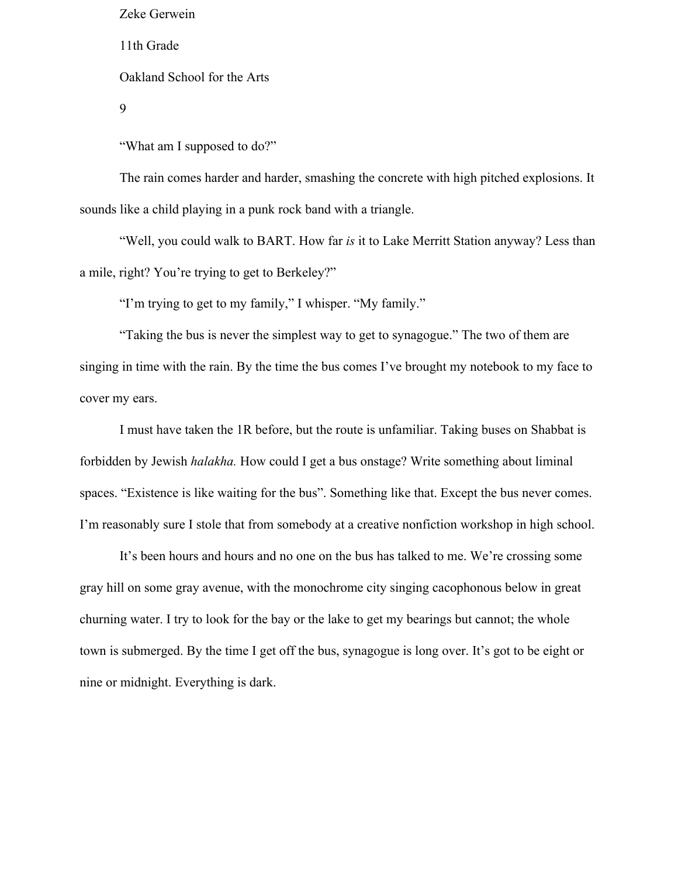Zeke Gerwein

11th Grade

Oakland School for the Arts

“What am I supposed to do?”

The rain comes harder and harder, smashing the concrete with high pitched explosions. It sounds like a child playing in a punk rock band with a triangle.

“Well, you could walk to BART. How far *is* it to Lake Merritt Station anyway? Less than a mile, right? You’re trying to get to Berkeley?”

“I’m trying to get to my family,” I whisper. “My family.”

“Taking the bus is never the simplest way to get to synagogue.” The two of them are singing in time with the rain. By the time the bus comes I’ve brought my notebook to my face to cover my ears.

I must have taken the 1R before, but the route is unfamiliar. Taking buses on Shabbat is forbidden by Jewish *halakha.* How could I get a bus onstage? Write something about liminal spaces. “Existence is like waiting for the bus”. Something like that. Except the bus never comes. I’m reasonably sure I stole that from somebody at a creative nonfiction workshop in high school.

It’s been hours and hours and no one on the bus has talked to me. We’re crossing some gray hill on some gray avenue, with the monochrome city singing cacophonous below in great churning water. I try to look for the bay or the lake to get my bearings but cannot; the whole town is submerged. By the time I get off the bus, synagogue is long over. It’s got to be eight or nine or midnight. Everything is dark.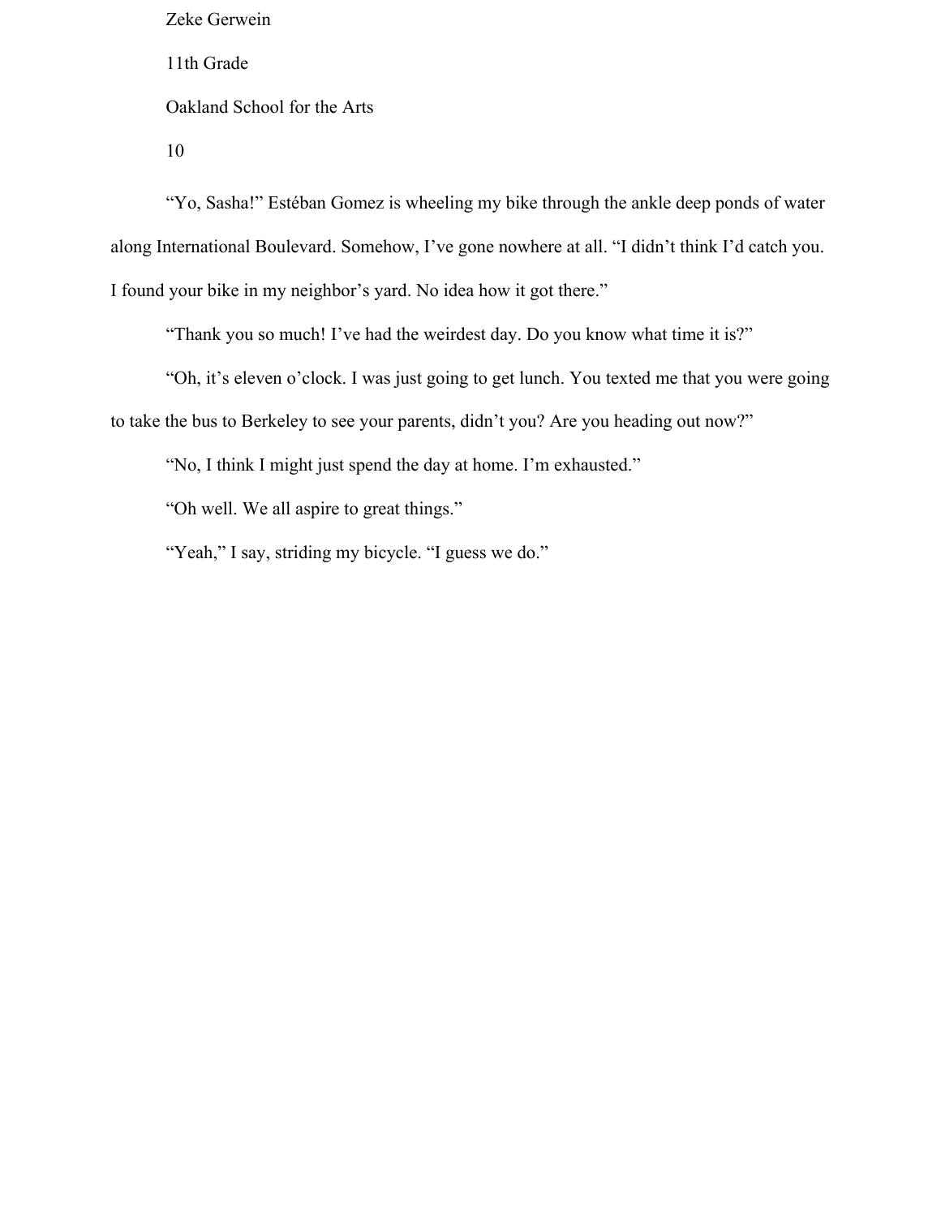"Yo, Sasha!" Estéban Gomez is wheeling my bike through the ankle deep ponds of water along International Boulevard. Somehow, I've gone nowhere at all. "I didn't think I'd catch you. I found your bike in my neighbor's yard. No idea how it got there."

"Thank you so much! I've had the weirdest day. Do you know what time it is?"

"Oh, it's eleven o'clock. I was just going to get lunch. You texted me that you were going to take the bus to Berkeley to see your parents, didn't you? Are you heading out now?"

"No, I think I might just spend the day at home. I'm exhausted."

"Oh well. We all aspire to great things."

"Yeah," I say, striding my bicycle. "I guess we do."